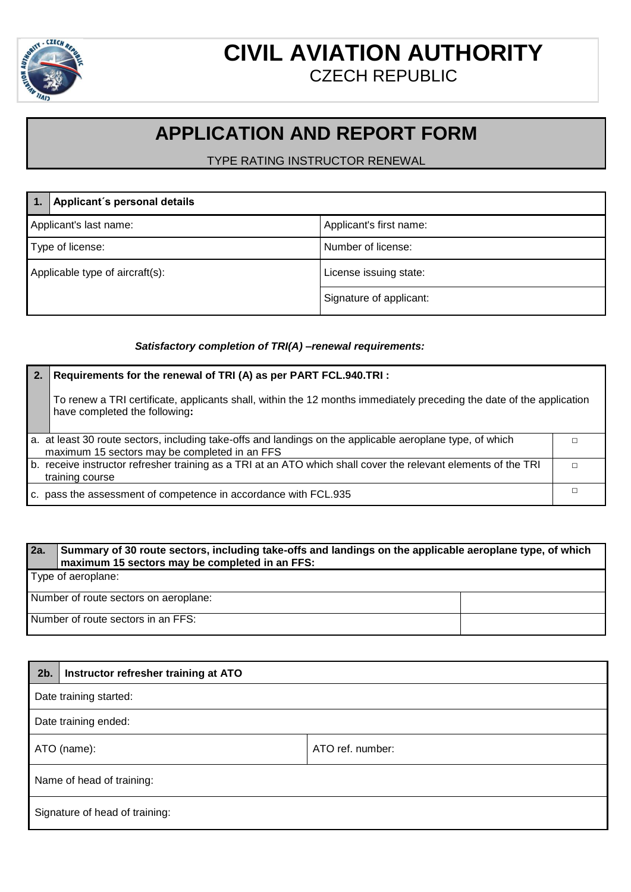# CIVIL AVIATION AUTHORITY

CZECH REPUBLIC

## APPLICATION AND REPORT FORM

TYPE RATING INSTRUCTOR RENEWAL

| **1.** | **Applicant´s personal details** |
|---|---|
| Applicant's last name: | Applicant's first name: |
| Type of license: | Number of license: |
| Applicable type of aircraft(s): | License issuing state: |
| | Signature of applicant: |

***Satisfactory completion of TRI(A) –renewal requirements:***

| **2.** | **Requirements for the renewal of TRI (A) as per PART FCL.940.TRI :**<br><br>To renew a TRI certificate, applicants shall, within the 12 months immediately preceding the date of the application have completed the following**:** | |
|---|---|---|
| a. | at least 30 route sectors, including take-offs and landings on the applicable aeroplane type, of which maximum 15 sectors may be completed in an FFS | □ |
| b. | receive instructor refresher training as a TRI at an ATO which shall cover the relevant elements of the TRI training course | □ |
| c. | pass the assessment of competence in accordance with FCL.935 | □ |

| **2a.** | **Summary of 30 route sectors, including take-offs and landings on the applicable aeroplane type, of which maximum 15 sectors may be completed in an FFS:** |
|---|---|
| Type of aeroplane: | |
| Number of route sectors on aeroplane: | |
| Number of route sectors in an FFS: | |

| **2b.** | **Instructor refresher training at ATO** |
|---|---|
| Date training started: | |
| Date training ended: | |
| ATO (name): | ATO ref. number: |
| Name of head of training: | |
| Signature of head of training: | |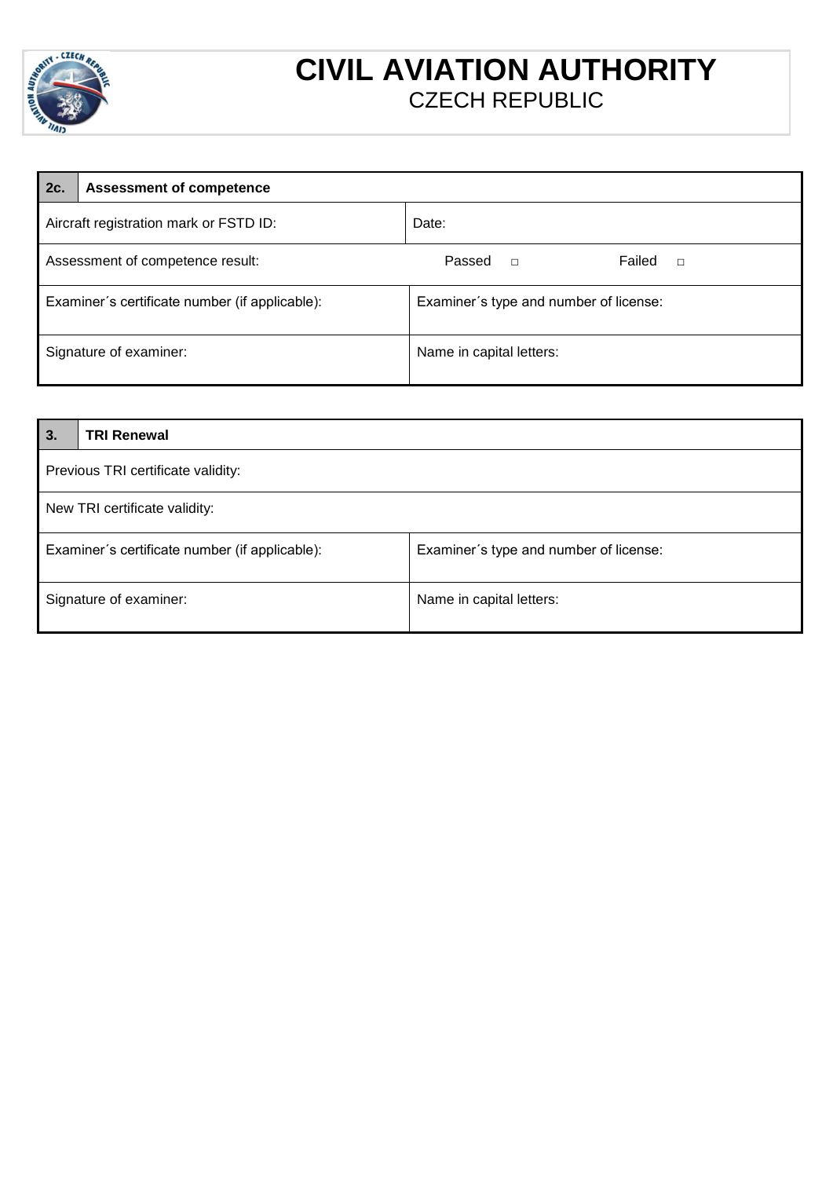# CIVIL AVIATION AUTHORITY
CZECH REPUBLIC

| 2c. | Assessment of competence | |
|---|---|---|
| Aircraft registration mark or FSTD ID: | | Date: |
| Assessment of competence result: | | Passed □ Failed □ |
| Examiner´s certificate number (if applicable): | | Examiner´s type and number of license: |
| Signature of examiner: | | Name in capital letters: |

| 3. | TRI Renewal | |
|---|---|---|
| Previous TRI certificate validity: | | |
| New TRI certificate validity: | | |
| Examiner´s certificate number (if applicable): | | Examiner´s type and number of license: |
| Signature of examiner: | | Name in capital letters: |